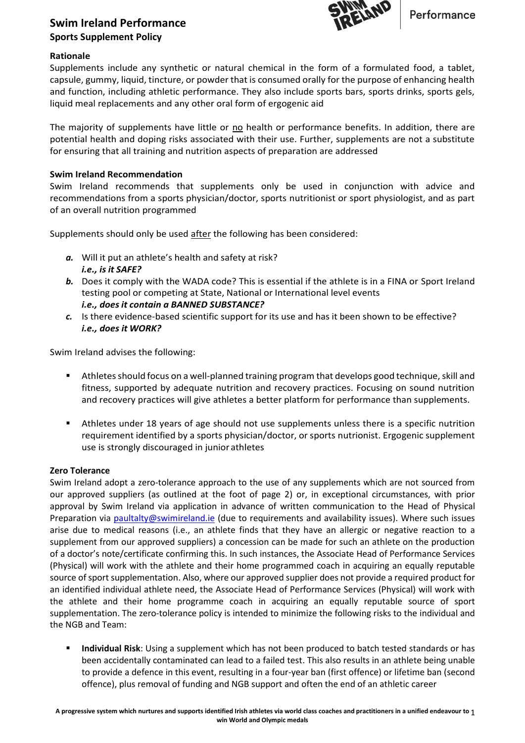# Swim Ireland Performance

## Sports Supplement Policy

### Rationale

Supplements include any synthetic or natural chemical in the form of a formulated food, a tablet, capsule, gummy, liquid, tincture, or powder that is consumed orally for the purpose of enhancing health and function, including athletic performance. They also include sports bars, sports drinks, sports gels, liquid meal replacements and any other oral form of ergogenic aid

The majority of supplements have little or <u>no</u> health or performance benefits. In addition, there are potential health and doping risks associated with their use. Further, supplements are not a substitute for ensuring that all training and nutrition aspects of preparation are addressed

### Swim Ireland Recommendation

Swim Ireland recommends that supplements only be used in conjunction with advice and recommendations from a sports physician/doctor, sports nutritionist or sport physiologist, and as part of an overall nutrition programmed

Supplements should only be used <u>after</u> the following has been considered:

***a.*** Will it put an athlete's health and safety at risk?
***i.e., is it SAFE?***

***b.*** Does it comply with the WADA code? This is essential if the athlete is in a FINA or Sport Ireland testing pool or competing at State, National or International level events
***i.e., does it contain a BANNED SUBSTANCE?***

***c.*** Is there evidence-based scientific support for its use and has it been shown to be effective?
***i.e., does it WORK?***

Swim Ireland advises the following:

- Athletes should focus on a well-planned training program that develops good technique, skill and fitness, supported by adequate nutrition and recovery practices. Focusing on sound nutrition and recovery practices will give athletes a better platform for performance than supplements.

- Athletes under 18 years of age should not use supplements unless there is a specific nutrition requirement identified by a sports physician/doctor, or sports nutrionist. Ergogenic supplement use is strongly discouraged in junior athletes

### Zero Tolerance

Swim Ireland adopt a zero-tolerance approach to the use of any supplements which are not sourced from our approved suppliers (as outlined at the foot of page 2) or, in exceptional circumstances, with prior approval by Swim Ireland via application in advance of written communication to the Head of Physical Preparation via paultalty@swimireland.ie (due to requirements and availability issues). Where such issues arise due to medical reasons (i.e., an athlete finds that they have an allergic or negative reaction to a supplement from our approved suppliers) a concession can be made for such an athlete on the production of a doctor's note/certificate confirming this. In such instances, the Associate Head of Performance Services (Physical) will work with the athlete and their home programmed coach in acquiring an equally reputable source of sport supplementation. Also, where our approved supplier does not provide a required product for an identified individual athlete need, the Associate Head of Performance Services (Physical) will work with the athlete and their home programme coach in acquiring an equally reputable source of sport supplementation. The zero-tolerance policy is intended to minimize the following risks to the individual and the NGB and Team:

- **Individual Risk**: Using a supplement which has not been produced to batch tested standards or has been accidentally contaminated can lead to a failed test. This also results in an athlete being unable to provide a defence in this event, resulting in a four-year ban (first offence) or lifetime ban (second offence), plus removal of funding and NGB support and often the end of an athletic career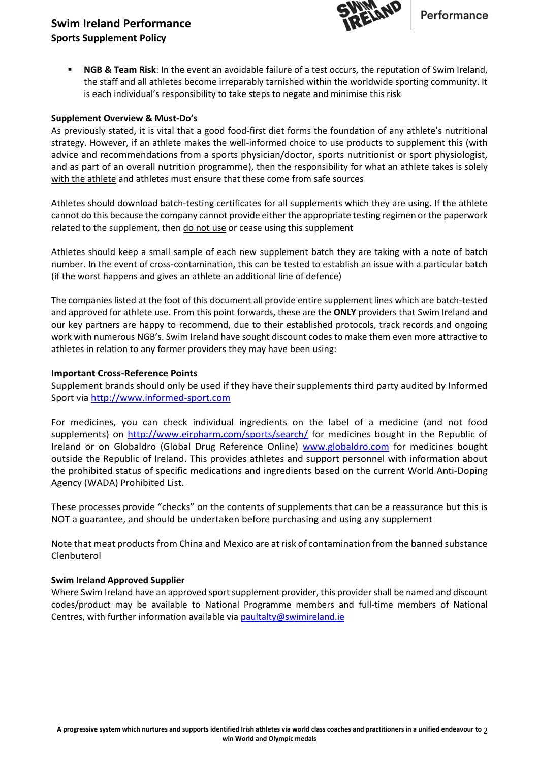- **NGB & Team Risk**: In the event an avoidable failure of a test occurs, the reputation of Swim Ireland, the staff and all athletes become irreparably tarnished within the worldwide sporting community. It is each individual's responsibility to take steps to negate and minimise this risk

**Supplement Overview & Must-Do's**

As previously stated, it is vital that a good food-first diet forms the foundation of any athlete's nutritional strategy. However, if an athlete makes the well-informed choice to use products to supplement this (with advice and recommendations from a sports physician/doctor, sports nutritionist or sport physiologist, and as part of an overall nutrition programme), then the responsibility for what an athlete takes is solely with the athlete and athletes must ensure that these come from safe sources

Athletes should download batch-testing certificates for all supplements which they are using. If the athlete cannot do this because the company cannot provide either the appropriate testing regimen or the paperwork related to the supplement, then do not use or cease using this supplement

Athletes should keep a small sample of each new supplement batch they are taking with a note of batch number. In the event of cross-contamination, this can be tested to establish an issue with a particular batch (if the worst happens and gives an athlete an additional line of defence)

The companies listed at the foot of this document all provide entire supplement lines which are batch-tested and approved for athlete use. From this point forwards, these are the **ONLY** providers that Swim Ireland and our key partners are happy to recommend, due to their established protocols, track records and ongoing work with numerous NGB's. Swim Ireland have sought discount codes to make them even more attractive to athletes in relation to any former providers they may have been using:

**Important Cross-Reference Points**

Supplement brands should only be used if they have their supplements third party audited by Informed Sport via http://www.informed-sport.com

For medicines, you can check individual ingredients on the label of a medicine (and not food supplements) on http://www.eirpharm.com/sports/search/ for medicines bought in the Republic of Ireland or on Globaldro (Global Drug Reference Online) www.globaldro.com for medicines bought outside the Republic of Ireland. This provides athletes and support personnel with information about the prohibited status of specific medications and ingredients based on the current World Anti-Doping Agency (WADA) Prohibited List.

These processes provide "checks" on the contents of supplements that can be a reassurance but this is NOT a guarantee, and should be undertaken before purchasing and using any supplement

Note that meat products from China and Mexico are at risk of contamination from the banned substance Clenbuterol

**Swim Ireland Approved Supplier**

Where Swim Ireland have an approved sport supplement provider, this provider shall be named and discount codes/product may be available to National Programme members and full-time members of National Centres, with further information available via paultalty@swimireland.ie